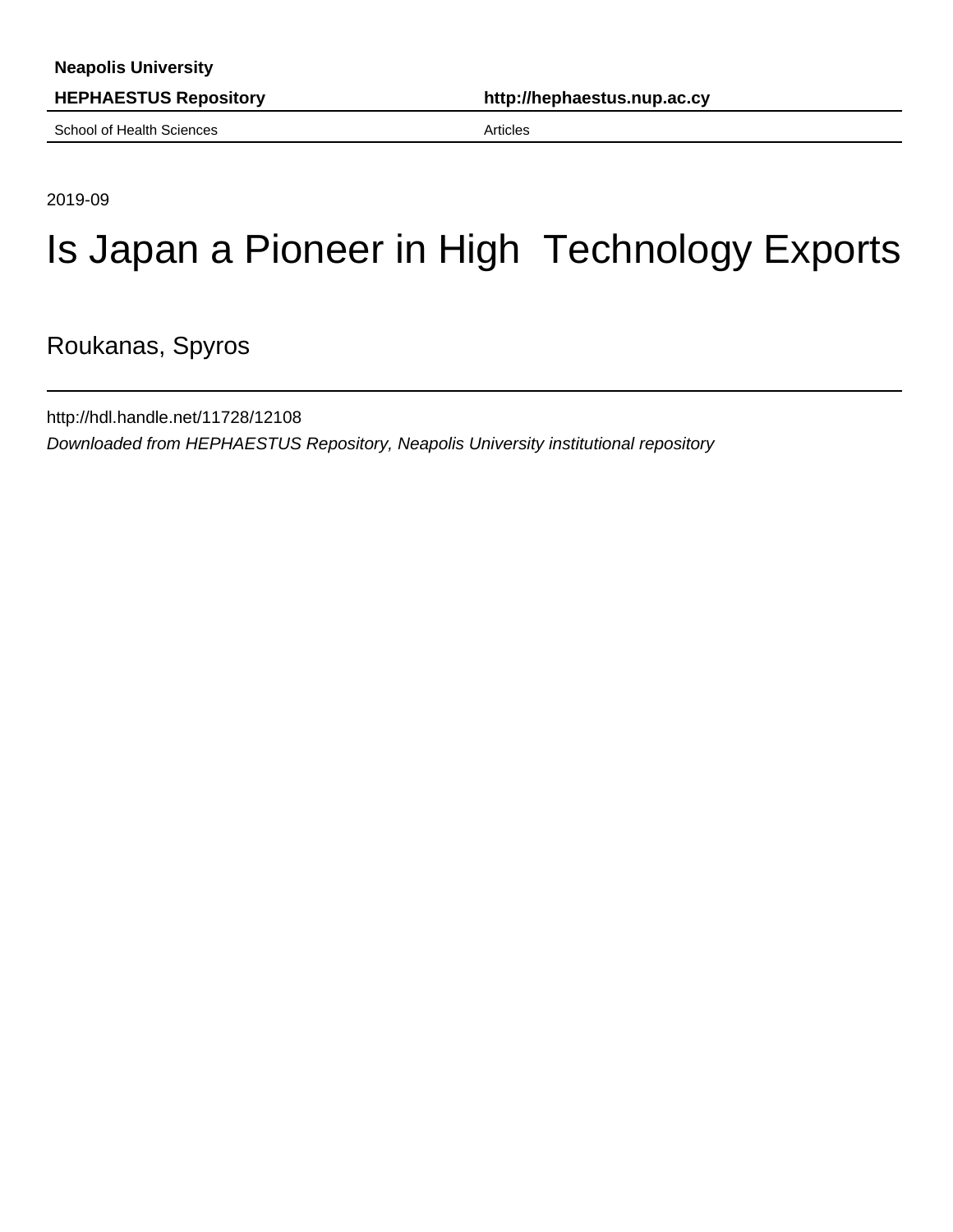**Neapolis University**

**HEPHAESTUS Repository** | **http://hephaestus.nup.ac.cy**

School of Health Sciences | Articles

2019-09

# Is Japan a Pioneer in High Technology Exports

Roukanas, Spyros

http://hdl.handle.net/11728/12108

*Downloaded from HEPHAESTUS Repository, Neapolis University institutional repository*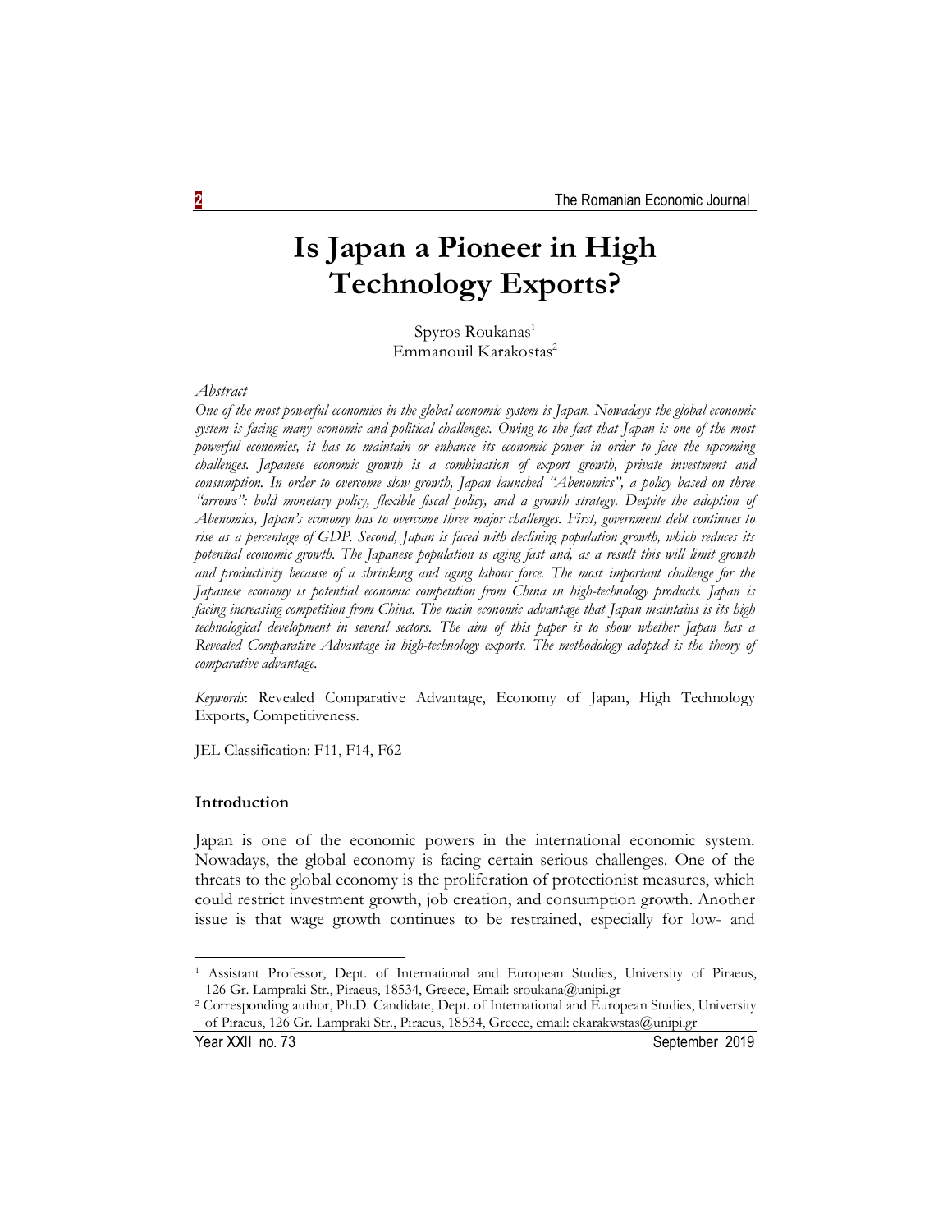# Is Japan a Pioneer in High Technology Exports?

Spyros Roukanas[1]
Emmanouil Karakostas[2]

*Abstract*

*One of the most powerful economies in the global economic system is Japan. Nowadays the global economic system is facing many economic and political challenges. Owing to the fact that Japan is one of the most powerful economies, it has to maintain or enhance its economic power in order to face the upcoming challenges. Japanese economic growth is a combination of export growth, private investment and consumption. In order to overcome slow growth, Japan launched "Abenomics", a policy based on three "arrows": bold monetary policy, flexible fiscal policy, and a growth strategy. Despite the adoption of Abenomics, Japan's economy has to overcome three major challenges. First, government debt continues to rise as a percentage of GDP. Second, Japan is faced with declining population growth, which reduces its potential economic growth. The Japanese population is aging fast and, as a result this will limit growth and productivity because of a shrinking and aging labour force. The most important challenge for the Japanese economy is potential economic competition from China in high-technology products. Japan is facing increasing competition from China. The main economic advantage that Japan maintains is its high technological development in several sectors. The aim of this paper is to show whether Japan has a Revealed Comparative Advantage in high-technology exports. The methodology adopted is the theory of comparative advantage.*

*Keywords*: Revealed Comparative Advantage, Economy of Japan, High Technology Exports, Competitiveness.

JEL Classification: F11, F14, F62

## Introduction

Japan is one of the economic powers in the international economic system. Nowadays, the global economy is facing certain serious challenges. One of the threats to the global economy is the proliferation of protectionist measures, which could restrict investment growth, job creation, and consumption growth. Another issue is that wage growth continues to be restrained, especially for low- and

---

[1] Assistant Professor, Dept. of International and European Studies, University of Piraeus, 126 Gr. Lampraki Str., Piraeus, 18534, Greece, Email: sroukana@unipi.gr

[2] Corresponding author, Ph.D. Candidate, Dept. of International and European Studies, University of Piraeus, 126 Gr. Lampraki Str., Piraeus, 18534, Greece, email: ekarakwstas@unipi.gr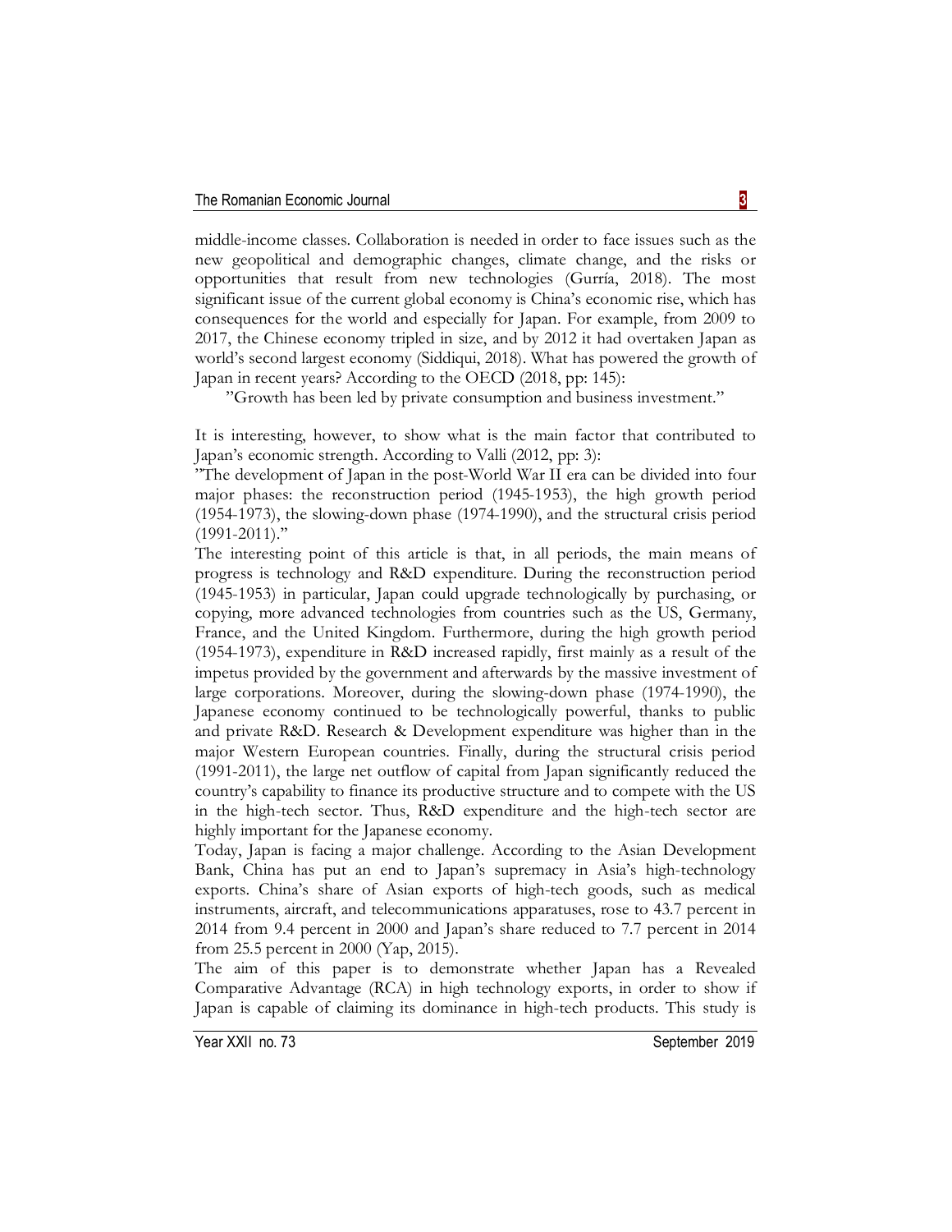middle-income classes. Collaboration is needed in order to face issues such as the new geopolitical and demographic changes, climate change, and the risks or opportunities that result from new technologies (Gurría, 2018). The most significant issue of the current global economy is China's economic rise, which has consequences for the world and especially for Japan. For example, from 2009 to 2017, the Chinese economy tripled in size, and by 2012 it had overtaken Japan as world's second largest economy (Siddiqui, 2018). What has powered the growth of Japan in recent years? According to the OECD (2018, pp: 145):

"Growth has been led by private consumption and business investment."

It is interesting, however, to show what is the main factor that contributed to Japan's economic strength. According to Valli (2012, pp: 3):

"The development of Japan in the post-World War II era can be divided into four major phases: the reconstruction period (1945-1953), the high growth period (1954-1973), the slowing-down phase (1974-1990), and the structural crisis period (1991-2011)."

The interesting point of this article is that, in all periods, the main means of progress is technology and R&D expenditure. During the reconstruction period (1945-1953) in particular, Japan could upgrade technologically by purchasing, or copying, more advanced technologies from countries such as the US, Germany, France, and the United Kingdom. Furthermore, during the high growth period (1954-1973), expenditure in R&D increased rapidly, first mainly as a result of the impetus provided by the government and afterwards by the massive investment of large corporations. Moreover, during the slowing-down phase (1974-1990), the Japanese economy continued to be technologically powerful, thanks to public and private R&D. Research & Development expenditure was higher than in the major Western European countries. Finally, during the structural crisis period (1991-2011), the large net outflow of capital from Japan significantly reduced the country's capability to finance its productive structure and to compete with the US in the high-tech sector. Thus, R&D expenditure and the high-tech sector are highly important for the Japanese economy.

Today, Japan is facing a major challenge. According to the Asian Development Bank, China has put an end to Japan's supremacy in Asia's high-technology exports. China's share of Asian exports of high-tech goods, such as medical instruments, aircraft, and telecommunications apparatuses, rose to 43.7 percent in 2014 from 9.4 percent in 2000 and Japan's share reduced to 7.7 percent in 2014 from 25.5 percent in 2000 (Yap, 2015).

The aim of this paper is to demonstrate whether Japan has a Revealed Comparative Advantage (RCA) in high technology exports, in order to show if Japan is capable of claiming its dominance in high-tech products. This study is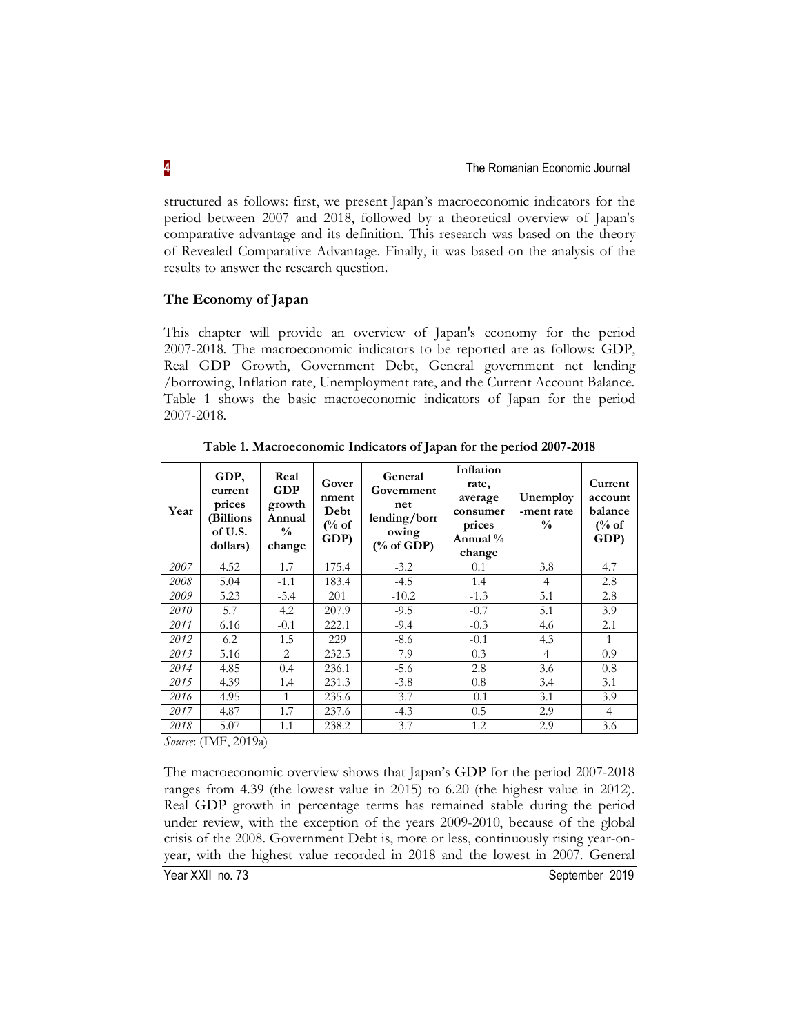structured as follows: first, we present Japan's macroeconomic indicators for the period between 2007 and 2018, followed by a theoretical overview of Japan's comparative advantage and its definition. This research was based on the theory of Revealed Comparative Advantage. Finally, it was based on the analysis of the results to answer the research question.

## The Economy of Japan

This chapter will provide an overview of Japan's economy for the period 2007-2018. The macroeconomic indicators to be reported are as follows: GDP, Real GDP Growth, Government Debt, General government net lending /borrowing, Inflation rate, Unemployment rate, and the Current Account Balance. Table 1 shows the basic macroeconomic indicators of Japan for the period 2007-2018.

**Table 1. Macroeconomic Indicators of Japan for the period 2007-2018**

| Year | GDP, current prices (Billions of U.S. dollars) | Real GDP growth Annual % change | Government Debt (% of GDP) | General Government net lending/borrowing (% of GDP) | Inflation rate, average consumer prices Annual % change | Unemployment rate % | Current account balance (% of GDP) |
|---|---|---|---|---|---|---|---|
| *2007* | 4.52 | 1.7 | 175.4 | -3.2 | 0.1 | 3.8 | 4.7 |
| *2008* | 5.04 | -1.1 | 183.4 | -4.5 | 1.4 | 4 | 2.8 |
| *2009* | 5.23 | -5.4 | 201 | -10.2 | -1.3 | 5.1 | 2.8 |
| *2010* | 5.7 | 4.2 | 207.9 | -9.5 | -0.7 | 5.1 | 3.9 |
| *2011* | 6.16 | -0.1 | 222.1 | -9.4 | -0.3 | 4.6 | 2.1 |
| *2012* | 6.2 | 1.5 | 229 | -8.6 | -0.1 | 4.3 | 1 |
| *2013* | 5.16 | 2 | 232.5 | -7.9 | 0.3 | 4 | 0.9 |
| *2014* | 4.85 | 0.4 | 236.1 | -5.6 | 2.8 | 3.6 | 0.8 |
| *2015* | 4.39 | 1.4 | 231.3 | -3.8 | 0.8 | 3.4 | 3.1 |
| *2016* | 4.95 | 1 | 235.6 | -3.7 | -0.1 | 3.1 | 3.9 |
| *2017* | 4.87 | 1.7 | 237.6 | -4.3 | 0.5 | 2.9 | 4 |
| *2018* | 5.07 | 1.1 | 238.2 | -3.7 | 1.2 | 2.9 | 3.6 |

*Source*: (IMF, 2019a)

The macroeconomic overview shows that Japan's GDP for the period 2007-2018 ranges from 4.39 (the lowest value in 2015) to 6.20 (the highest value in 2012). Real GDP growth in percentage terms has remained stable during the period under review, with the exception of the years 2009-2010, because of the global crisis of the 2008. Government Debt is, more or less, continuously rising year-on-year, with the highest value recorded in 2018 and the lowest in 2007. General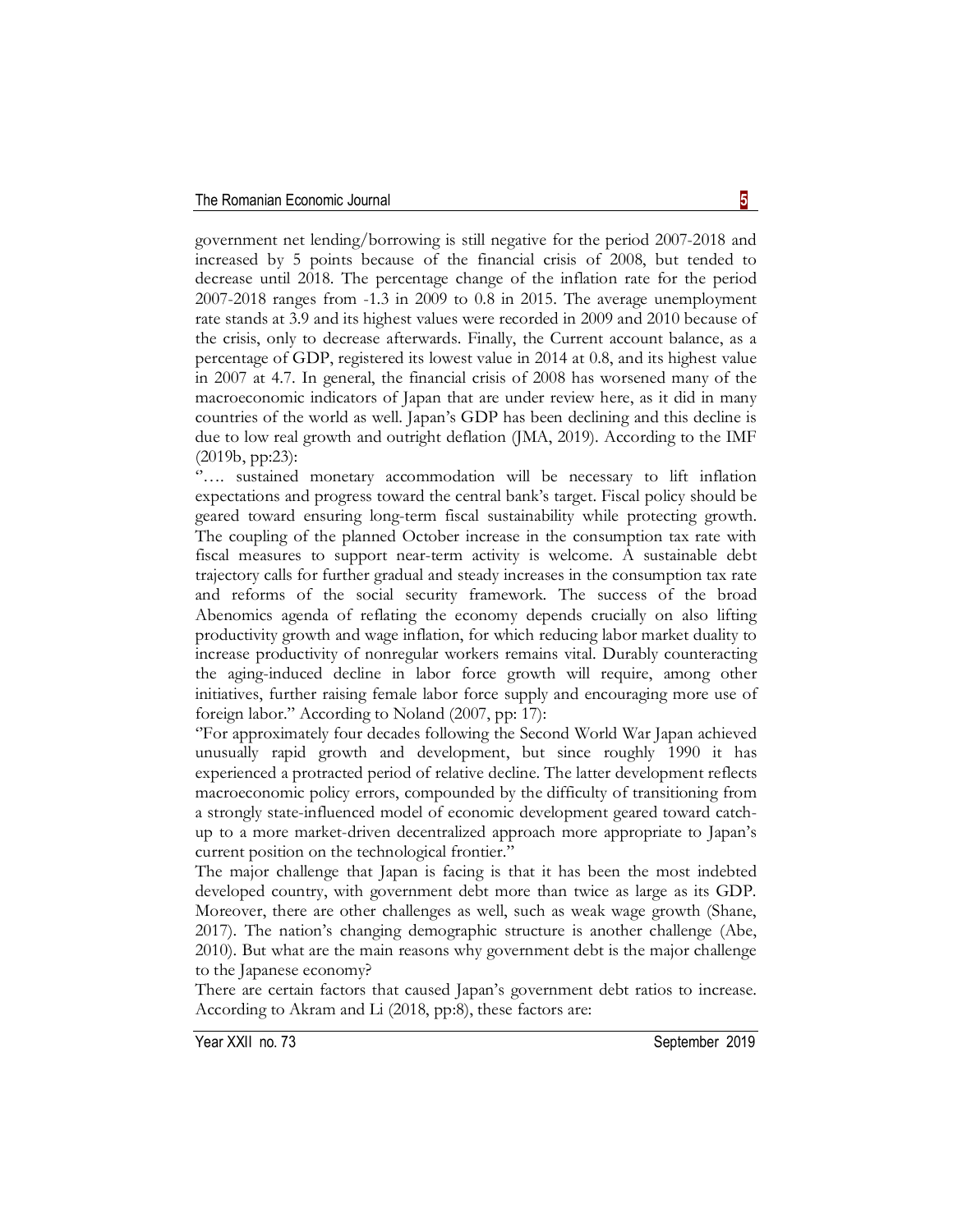government net lending/borrowing is still negative for the period 2007-2018 and increased by 5 points because of the financial crisis of 2008, but tended to decrease until 2018. The percentage change of the inflation rate for the period 2007-2018 ranges from -1.3 in 2009 to 0.8 in 2015. The average unemployment rate stands at 3.9 and its highest values were recorded in 2009 and 2010 because of the crisis, only to decrease afterwards. Finally, the Current account balance, as a percentage of GDP, registered its lowest value in 2014 at 0.8, and its highest value in 2007 at 4.7. In general, the financial crisis of 2008 has worsened many of the macroeconomic indicators of Japan that are under review here, as it did in many countries of the world as well. Japan's GDP has been declining and this decline is due to low real growth and outright deflation (JMA, 2019). According to the IMF (2019b, pp:23):

''…. sustained monetary accommodation will be necessary to lift inflation expectations and progress toward the central bank's target. Fiscal policy should be geared toward ensuring long-term fiscal sustainability while protecting growth. The coupling of the planned October increase in the consumption tax rate with fiscal measures to support near-term activity is welcome. A sustainable debt trajectory calls for further gradual and steady increases in the consumption tax rate and reforms of the social security framework. The success of the broad Abenomics agenda of reflating the economy depends crucially on also lifting productivity growth and wage inflation, for which reducing labor market duality to increase productivity of nonregular workers remains vital. Durably counteracting the aging-induced decline in labor force growth will require, among other initiatives, further raising female labor force supply and encouraging more use of foreign labor." According to Noland (2007, pp: 17):

''For approximately four decades following the Second World War Japan achieved unusually rapid growth and development, but since roughly 1990 it has experienced a protracted period of relative decline. The latter development reflects macroeconomic policy errors, compounded by the difficulty of transitioning from a strongly state-influenced model of economic development geared toward catch-up to a more market-driven decentralized approach more appropriate to Japan's current position on the technological frontier."

The major challenge that Japan is facing is that it has been the most indebted developed country, with government debt more than twice as large as its GDP. Moreover, there are other challenges as well, such as weak wage growth (Shane, 2017). The nation's changing demographic structure is another challenge (Abe, 2010). But what are the main reasons why government debt is the major challenge to the Japanese economy?

There are certain factors that caused Japan's government debt ratios to increase. According to Akram and Li (2018, pp:8), these factors are: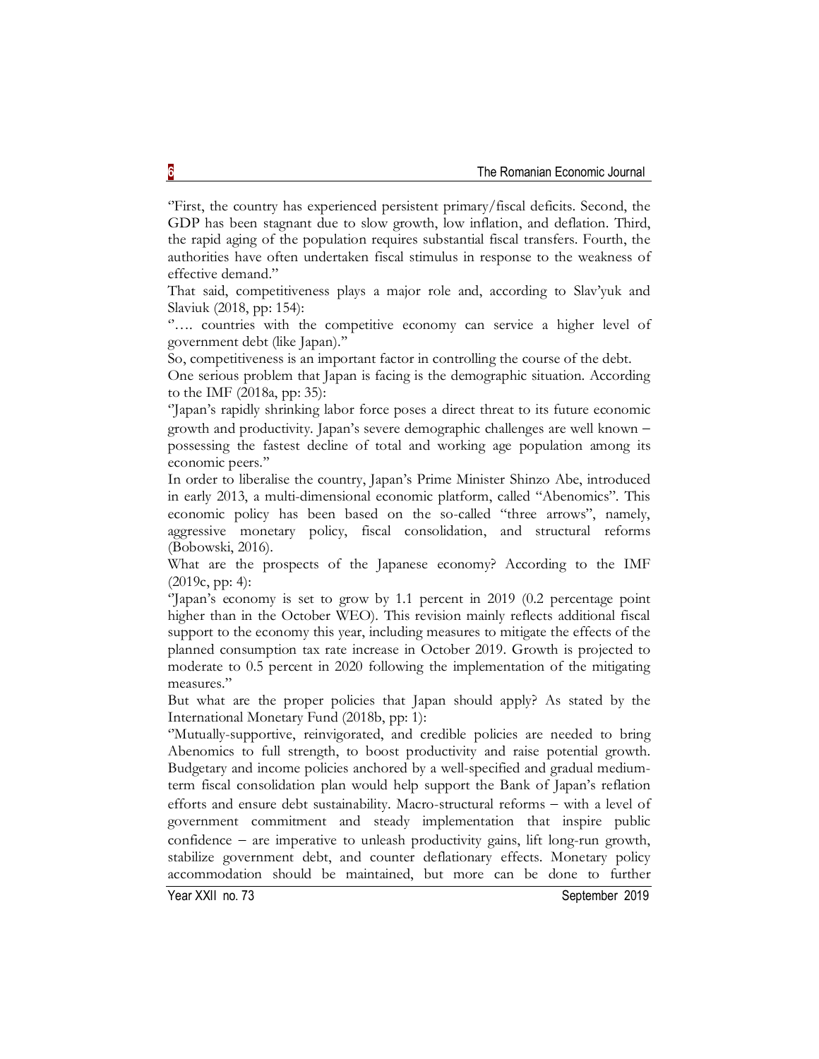"First, the country has experienced persistent primary/fiscal deficits. Second, the GDP has been stagnant due to slow growth, low inflation, and deflation. Third, the rapid aging of the population requires substantial fiscal transfers. Fourth, the authorities have often undertaken fiscal stimulus in response to the weakness of effective demand."

That said, competitiveness plays a major role and, according to Slav'yuk and Slaviuk (2018, pp: 154):

"…. countries with the competitive economy can service a higher level of government debt (like Japan)."

So, competitiveness is an important factor in controlling the course of the debt.

One serious problem that Japan is facing is the demographic situation. According to the IMF (2018a, pp: 35):

"Japan's rapidly shrinking labor force poses a direct threat to its future economic growth and productivity. Japan's severe demographic challenges are well known – possessing the fastest decline of total and working age population among its economic peers."

In order to liberalise the country, Japan's Prime Minister Shinzo Abe, introduced in early 2013, a multi-dimensional economic platform, called "Abenomics". This economic policy has been based on the so-called "three arrows", namely, aggressive monetary policy, fiscal consolidation, and structural reforms (Bobowski, 2016).

What are the prospects of the Japanese economy? According to the IMF (2019c, pp: 4):

"Japan's economy is set to grow by 1.1 percent in 2019 (0.2 percentage point higher than in the October WEO). This revision mainly reflects additional fiscal support to the economy this year, including measures to mitigate the effects of the planned consumption tax rate increase in October 2019. Growth is projected to moderate to 0.5 percent in 2020 following the implementation of the mitigating measures."

But what are the proper policies that Japan should apply? As stated by the International Monetary Fund (2018b, pp: 1):

"Mutually-supportive, reinvigorated, and credible policies are needed to bring Abenomics to full strength, to boost productivity and raise potential growth. Budgetary and income policies anchored by a well-specified and gradual medium-term fiscal consolidation plan would help support the Bank of Japan's reflation efforts and ensure debt sustainability. Macro-structural reforms – with a level of government commitment and steady implementation that inspire public confidence – are imperative to unleash productivity gains, lift long-run growth, stabilize government debt, and counter deflationary effects. Monetary policy accommodation should be maintained, but more can be done to further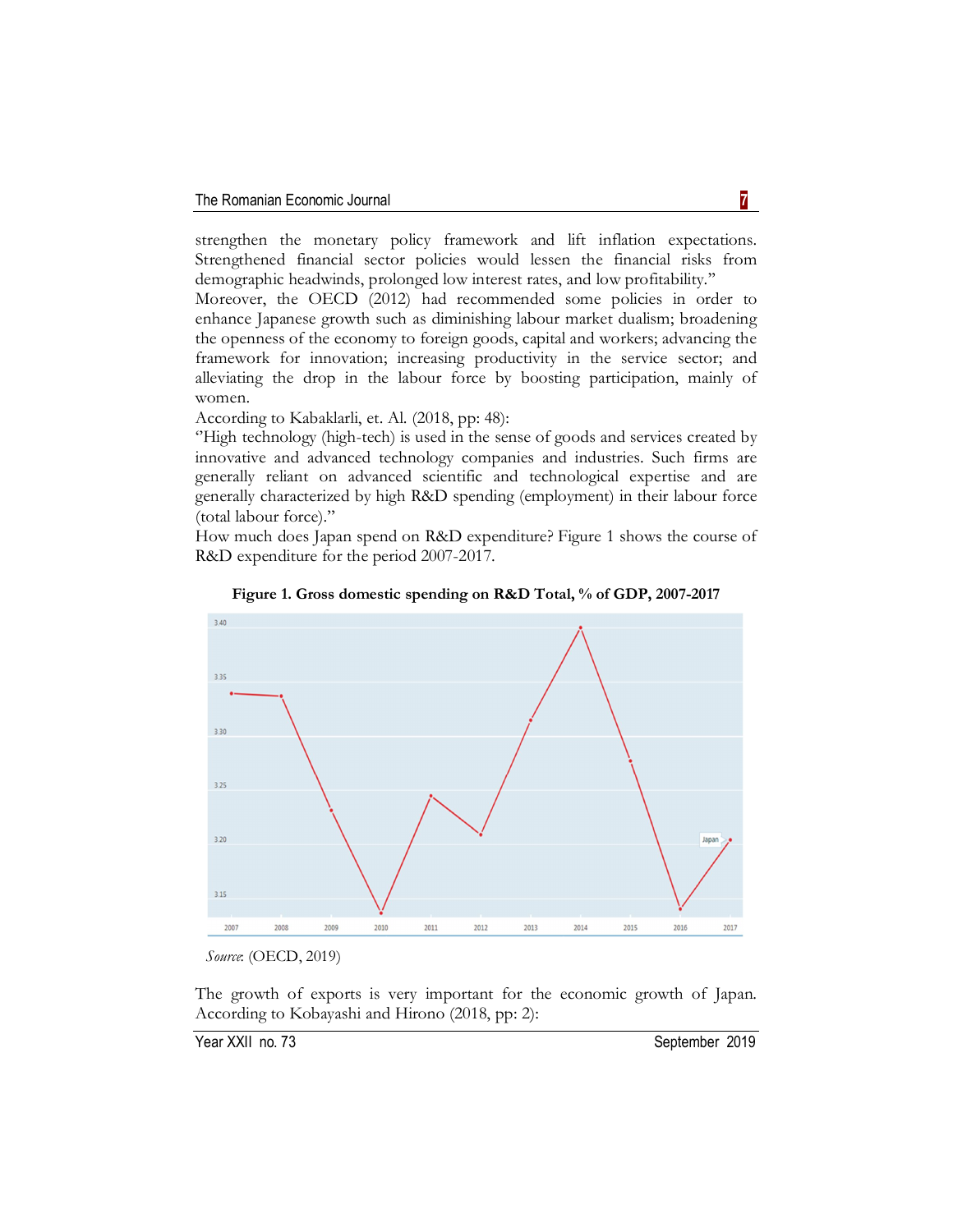strengthen the monetary policy framework and lift inflation expectations. Strengthened financial sector policies would lessen the financial risks from demographic headwinds, prolonged low interest rates, and low profitability."

Moreover, the OECD (2012) had recommended some policies in order to enhance Japanese growth such as diminishing labour market dualism; broadening the openness of the economy to foreign goods, capital and workers; advancing the framework for innovation; increasing productivity in the service sector; and alleviating the drop in the labour force by boosting participation, mainly of women.

According to Kabaklarli, et. Al. (2018, pp: 48):

"High technology (high-tech) is used in the sense of goods and services created by innovative and advanced technology companies and industries. Such firms are generally reliant on advanced scientific and technological expertise and are generally characterized by high R&D spending (employment) in their labour force (total labour force)."

How much does Japan spend on R&D expenditure? Figure 1 shows the course of R&D expenditure for the period 2007-2017.

**Figure 1. Gross domestic spending on R&D Total, % of GDP, 2007-2017**

*Source*: (OECD, 2019)

The growth of exports is very important for the economic growth of Japan. According to Kobayashi and Hirono (2018, pp: 2):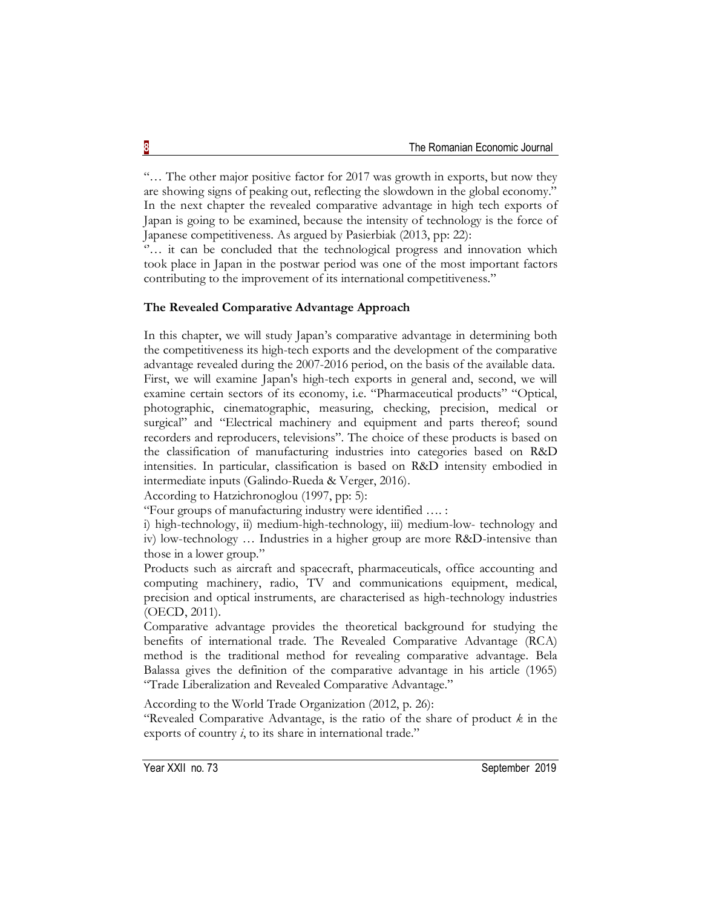"… The other major positive factor for 2017 was growth in exports, but now they are showing signs of peaking out, reflecting the slowdown in the global economy." In the next chapter the revealed comparative advantage in high tech exports of Japan is going to be examined, because the intensity of technology is the force of Japanese competitiveness. As argued by Pasierbiak (2013, pp: 22):

"… it can be concluded that the technological progress and innovation which took place in Japan in the postwar period was one of the most important factors contributing to the improvement of its international competitiveness."

## The Revealed Comparative Advantage Approach

In this chapter, we will study Japan's comparative advantage in determining both the competitiveness its high-tech exports and the development of the comparative advantage revealed during the 2007-2016 period, on the basis of the available data. First, we will examine Japan's high-tech exports in general and, second, we will examine certain sectors of its economy, i.e. "Pharmaceutical products" "Optical, photographic, cinematographic, measuring, checking, precision, medical or surgical" and "Electrical machinery and equipment and parts thereof; sound recorders and reproducers, televisions". The choice of these products is based on the classification of manufacturing industries into categories based on R&D intensities. In particular, classification is based on R&D intensity embodied in intermediate inputs (Galindo-Rueda & Verger, 2016).

According to Hatzichronoglou (1997, pp: 5):

"Four groups of manufacturing industry were identified …. :

i) high-technology, ii) medium-high-technology, iii) medium-low- technology and iv) low-technology … Industries in a higher group are more R&D-intensive than those in a lower group."

Products such as aircraft and spacecraft, pharmaceuticals, office accounting and computing machinery, radio, TV and communications equipment, medical, precision and optical instruments, are characterised as high-technology industries (OECD, 2011).

Comparative advantage provides the theoretical background for studying the benefits of international trade. The Revealed Comparative Advantage (RCA) method is the traditional method for revealing comparative advantage. Bela Balassa gives the definition of the comparative advantage in his article (1965) "Trade Liberalization and Revealed Comparative Advantage."

According to the World Trade Organization (2012, p. 26):

"Revealed Comparative Advantage, is the ratio of the share of product *k* in the exports of country *i*, to its share in international trade."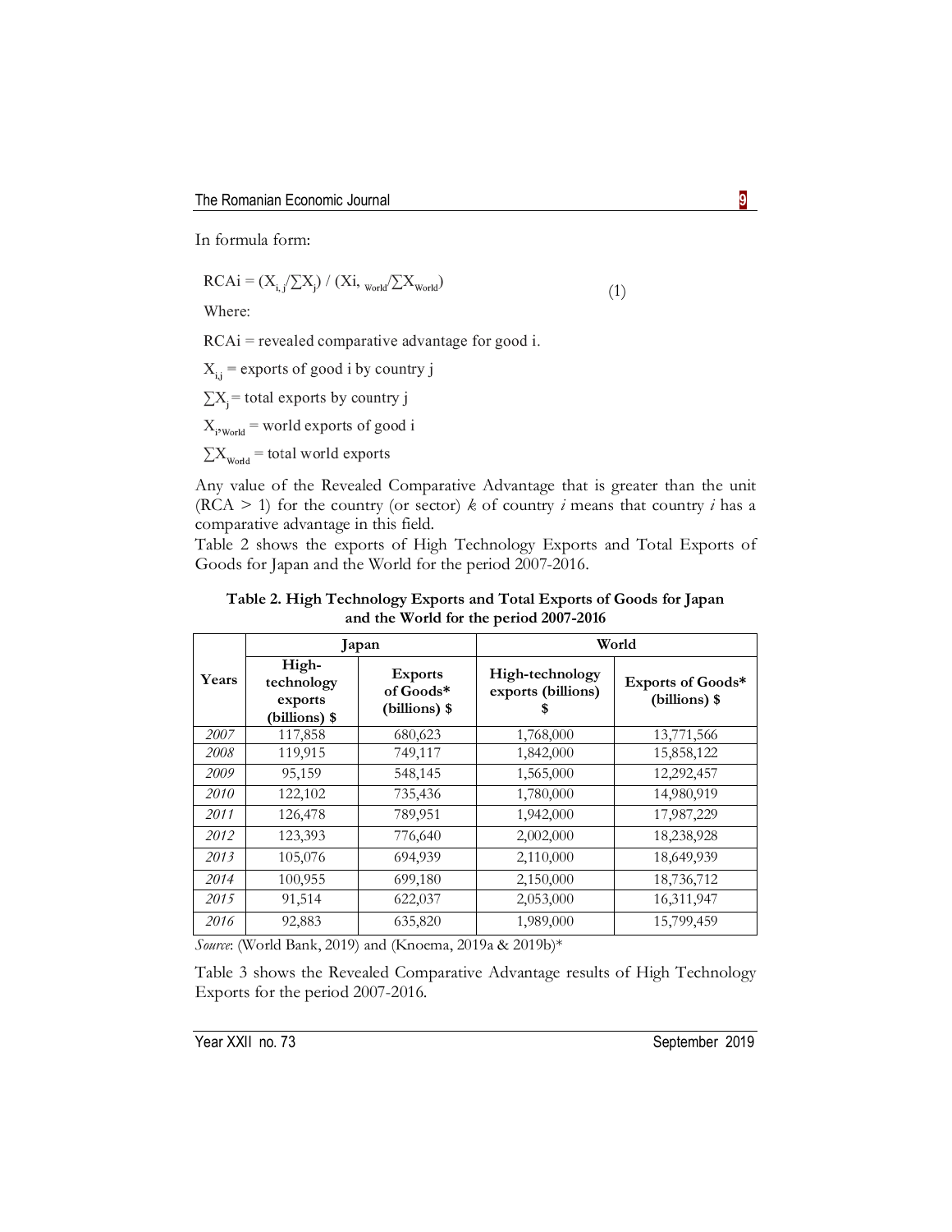In formula form:

$$RCAi = (X_{i,j}/\sum X_j) / (Xi,_{World}/\sum X_{World}) \quad (1)$$

Where:

RCAi = revealed comparative advantage for good i.

$X_{i,j}$ = exports of good i by country j

$\sum X_j$ = total exports by country j

$X_{i,World}$ = world exports of good i

$\sum X_{World}$ = total world exports

Any value of the Revealed Comparative Advantage that is greater than the unit (RCA > 1) for the country (or sector) *k* of country *i* means that country *i* has a comparative advantage in this field.

Table 2 shows the exports of High Technology Exports and Total Exports of Goods for Japan and the World for the period 2007-2016.

**Table 2. High Technology Exports and Total Exports of Goods for Japan and the World for the period 2007-2016**

| Years | Japan | | World | |
|---|---|---|---|---|
| | High-technology exports (billions) $ | Exports of Goods* (billions) $ | High-technology exports (billions) $ | Exports of Goods* (billions) $ |
| *2007* | 117,858 | 680,623 | 1,768,000 | 13,771,566 |
| *2008* | 119,915 | 749,117 | 1,842,000 | 15,858,122 |
| *2009* | 95,159 | 548,145 | 1,565,000 | 12,292,457 |
| *2010* | 122,102 | 735,436 | 1,780,000 | 14,980,919 |
| *2011* | 126,478 | 789,951 | 1,942,000 | 17,987,229 |
| *2012* | 123,393 | 776,640 | 2,002,000 | 18,238,928 |
| *2013* | 105,076 | 694,939 | 2,110,000 | 18,649,939 |
| *2014* | 100,955 | 699,180 | 2,150,000 | 18,736,712 |
| *2015* | 91,514 | 622,037 | 2,053,000 | 16,311,947 |
| *2016* | 92,883 | 635,820 | 1,989,000 | 15,799,459 |

*Source*: (World Bank, 2019) and (Knoema, 2019a & 2019b)*

Table 3 shows the Revealed Comparative Advantage results of High Technology Exports for the period 2007-2016.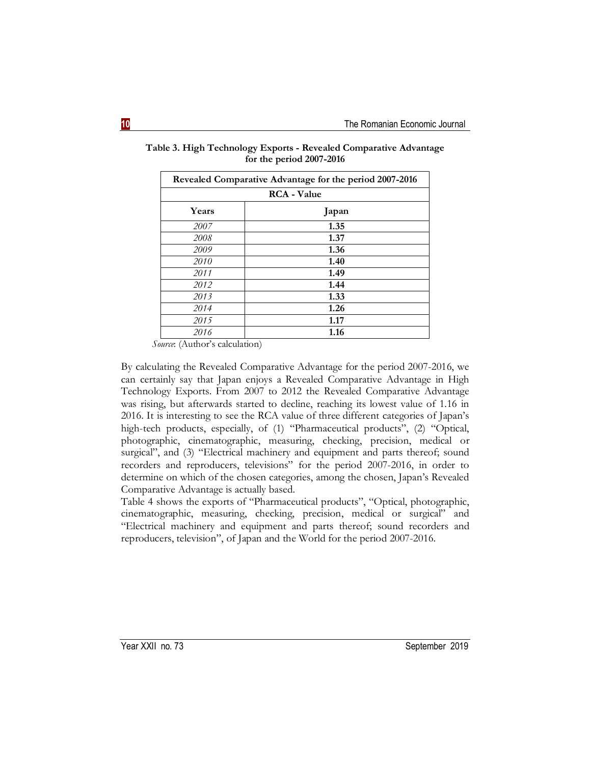**Table 3. High Technology Exports - Revealed Comparative Advantage for the period 2007-2016**

| Revealed Comparative Advantage for the period 2007-2016 | |
|---|---|
| **RCA - Value** | |
| **Years** | **Japan** |
| *2007* | **1.35** |
| *2008* | **1.37** |
| *2009* | **1.36** |
| *2010* | **1.40** |
| *2011* | **1.49** |
| *2012* | **1.44** |
| *2013* | **1.33** |
| *2014* | **1.26** |
| *2015* | **1.17** |
| *2016* | **1.16** |

*Source*: (Author's calculation)

By calculating the Revealed Comparative Advantage for the period 2007-2016, we can certainly say that Japan enjoys a Revealed Comparative Advantage in High Technology Exports. From 2007 to 2012 the Revealed Comparative Advantage was rising, but afterwards started to decline, reaching its lowest value of 1.16 in 2016. It is interesting to see the RCA value of three different categories of Japan's high-tech products, especially, of (1) "Pharmaceutical products", (2) "Optical, photographic, cinematographic, measuring, checking, precision, medical or surgical", and (3) "Electrical machinery and equipment and parts thereof; sound recorders and reproducers, televisions" for the period 2007-2016, in order to determine on which of the chosen categories, among the chosen, Japan's Revealed Comparative Advantage is actually based.

Table 4 shows the exports of "Pharmaceutical products", "Optical, photographic, cinematographic, measuring, checking, precision, medical or surgical" and "Electrical machinery and equipment and parts thereof; sound recorders and reproducers, television", of Japan and the World for the period 2007-2016.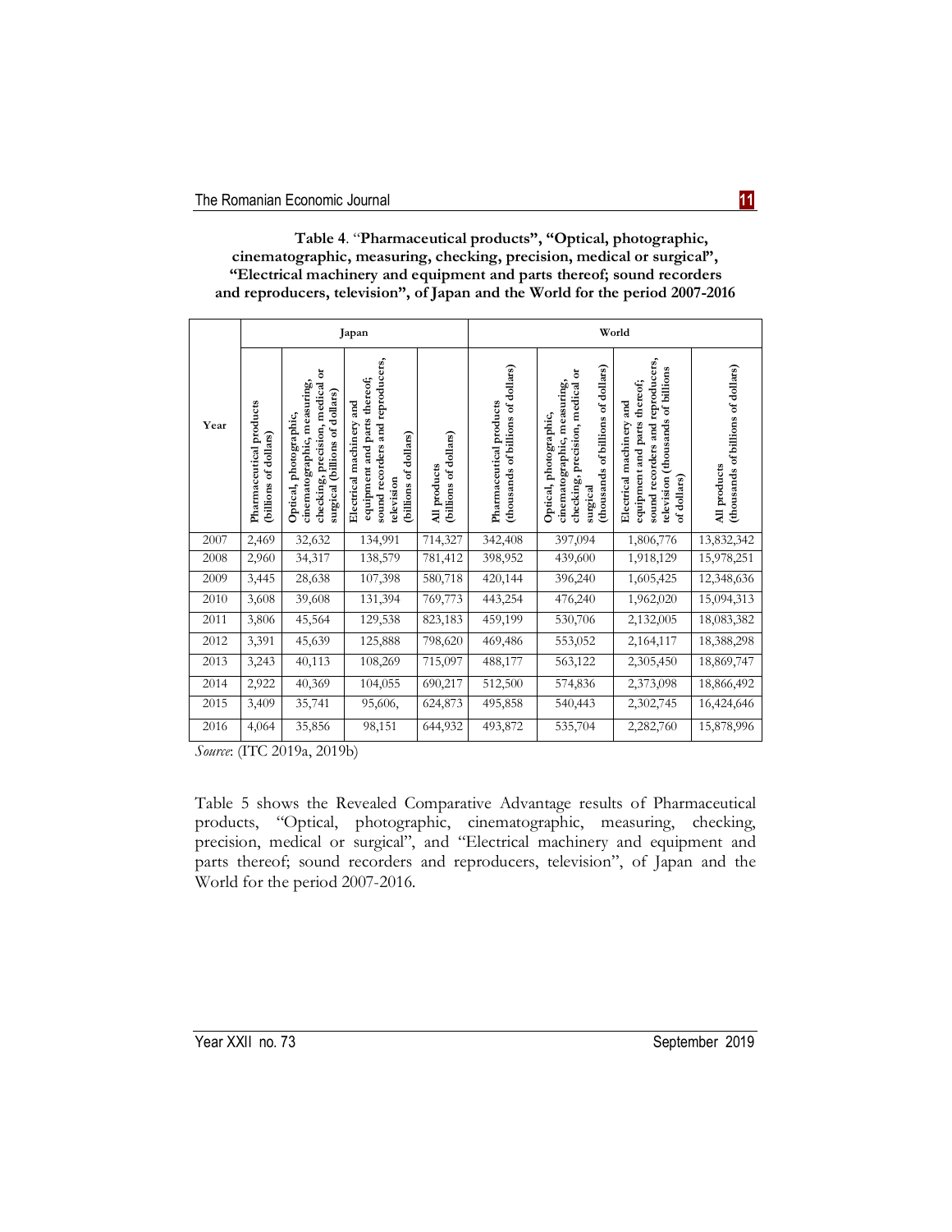**Table 4**. "**Pharmaceutical products", "Optical, photographic, cinematographic, measuring, checking, precision, medical or surgical", "Electrical machinery and equipment and parts thereof; sound recorders and reproducers, television", of Japan and the World for the period 2007-2016**

| Year | Japan | | | | World | | | |
|---|---|---|---|---|---|---|---|---|
| | Pharmaceutical products (billions of dollars) | Optical, photographic, cinematographic, measuring, checking, precision, medical or surgical (billions of dollars) | Electrical machinery and equipment and parts thereof; sound recorders and reproducers, television (billions of dollars) | All products (billions of dollars) | Pharmaceutical products (thousands of billions of dollars) | Optical, photographic, cinematographic, measuring, checking, precision, medical or surgical (thousands of billions of dollars) | Electrical machinery and equipment and parts thereof; sound recorders and reproducers, television (thousands of billions of dollars) | All products (thousands of billions of dollars) |
| 2007 | 2,469 | 32,632 | 134,991 | 714,327 | 342,408 | 397,094 | 1,806,776 | 13,832,342 |
| 2008 | 2,960 | 34,317 | 138,579 | 781,412 | 398,952 | 439,600 | 1,918,129 | 15,978,251 |
| 2009 | 3,445 | 28,638 | 107,398 | 580,718 | 420,144 | 396,240 | 1,605,425 | 12,348,636 |
| 2010 | 3,608 | 39,608 | 131,394 | 769,773 | 443,254 | 476,240 | 1,962,020 | 15,094,313 |
| 2011 | 3,806 | 45,564 | 129,538 | 823,183 | 459,199 | 530,706 | 2,132,005 | 18,083,382 |
| 2012 | 3,391 | 45,639 | 125,888 | 798,620 | 469,486 | 553,052 | 2,164,117 | 18,388,298 |
| 2013 | 3,243 | 40,113 | 108,269 | 715,097 | 488,177 | 563,122 | 2,305,450 | 18,869,747 |
| 2014 | 2,922 | 40,369 | 104,055 | 690,217 | 512,500 | 574,836 | 2,373,098 | 18,866,492 |
| 2015 | 3,409 | 35,741 | 95,606, | 624,873 | 495,858 | 540,443 | 2,302,745 | 16,424,646 |
| 2016 | 4,064 | 35,856 | 98,151 | 644,932 | 493,872 | 535,704 | 2,282,760 | 15,878,996 |

*Source*: (ITC 2019a, 2019b)

Table 5 shows the Revealed Comparative Advantage results of Pharmaceutical products, "Optical, photographic, cinematographic, measuring, checking, precision, medical or surgical", and "Electrical machinery and equipment and parts thereof; sound recorders and reproducers, television", of Japan and the World for the period 2007-2016.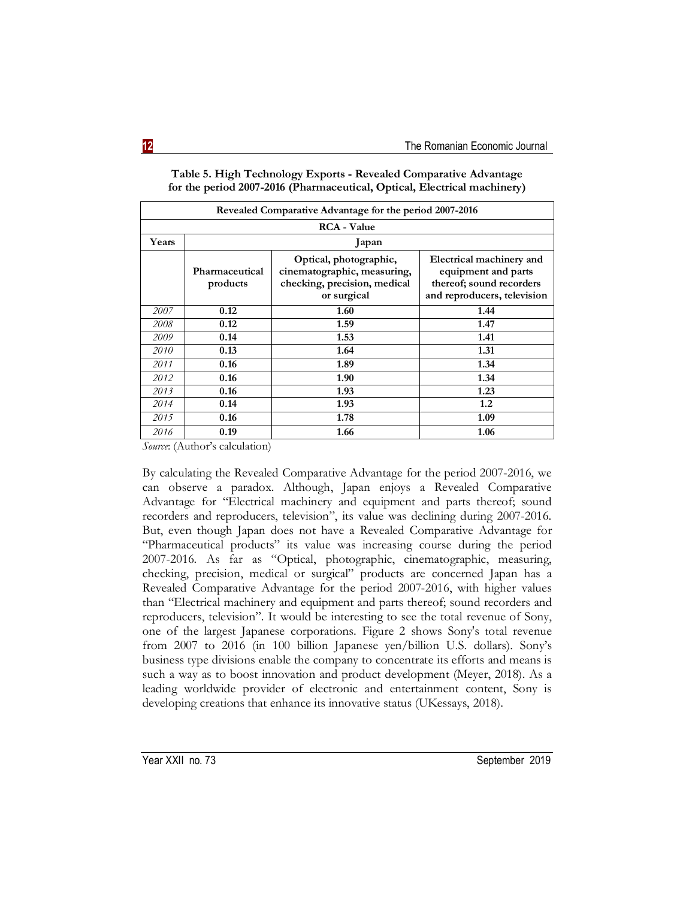**Table 5. High Technology Exports - Revealed Comparative Advantage for the period 2007-2016 (Pharmaceutical, Optical, Electrical machinery)**

| Revealed Comparative Advantage for the period 2007-2016 | | | |
|---|---|---|---|
| RCA - Value | | | |
| Years | Japan | | |
| | Pharmaceutical products | Optical, photographic, cinematographic, measuring, checking, precision, medical or surgical | Electrical machinery and equipment and parts thereof; sound recorders and reproducers, television |
| *2007* | **0.12** | **1.60** | **1.44** |
| *2008* | **0.12** | **1.59** | **1.47** |
| *2009* | **0.14** | **1.53** | **1.41** |
| *2010* | **0.13** | **1.64** | **1.31** |
| *2011* | **0.16** | **1.89** | **1.34** |
| *2012* | **0.16** | **1.90** | **1.34** |
| *2013* | **0.16** | **1.93** | **1.23** |
| *2014* | **0.14** | **1.93** | **1.2** |
| *2015* | **0.16** | **1.78** | **1.09** |
| *2016* | **0.19** | **1.66** | **1.06** |

*Source*: (Author's calculation)

By calculating the Revealed Comparative Advantage for the period 2007-2016, we can observe a paradox. Although, Japan enjoys a Revealed Comparative Advantage for "Electrical machinery and equipment and parts thereof; sound recorders and reproducers, television", its value was declining during 2007-2016. But, even though Japan does not have a Revealed Comparative Advantage for "Pharmaceutical products" its value was increasing course during the period 2007-2016. As far as "Optical, photographic, cinematographic, measuring, checking, precision, medical or surgical" products are concerned Japan has a Revealed Comparative Advantage for the period 2007-2016, with higher values than "Electrical machinery and equipment and parts thereof; sound recorders and reproducers, television". It would be interesting to see the total revenue of Sony, one of the largest Japanese corporations. Figure 2 shows Sony's total revenue from 2007 to 2016 (in 100 billion Japanese yen/billion U.S. dollars). Sony's business type divisions enable the company to concentrate its efforts and means is such a way as to boost innovation and product development (Meyer, 2018). As a leading worldwide provider of electronic and entertainment content, Sony is developing creations that enhance its innovative status (UKessays, 2018).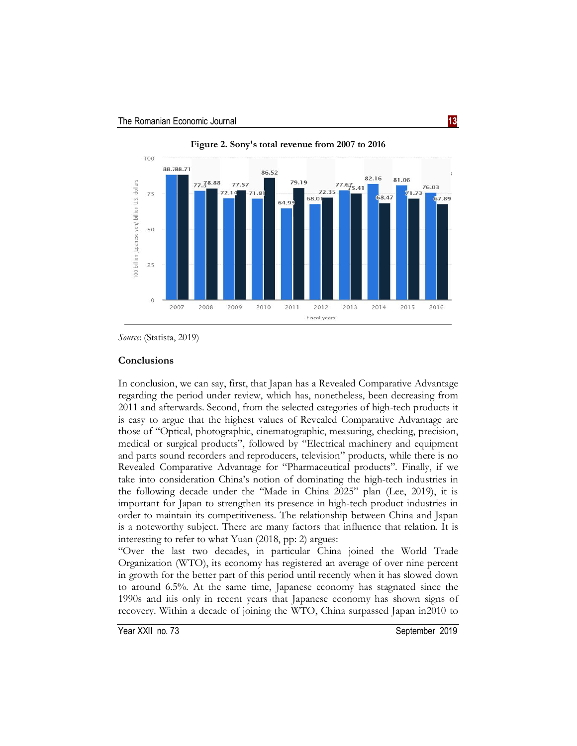**Figure 2. Sony's total revenue from 2007 to 2016**

*Source*: (Statista, 2019)

## Conclusions

In conclusion, we can say, first, that Japan has a Revealed Comparative Advantage regarding the period under review, which has, nonetheless, been decreasing from 2011 and afterwards. Second, from the selected categories of high-tech products it is easy to argue that the highest values of Revealed Comparative Advantage are those of "Optical, photographic, cinematographic, measuring, checking, precision, medical or surgical products", followed by "Electrical machinery and equipment and parts sound recorders and reproducers, television" products, while there is no Revealed Comparative Advantage for "Pharmaceutical products". Finally, if we take into consideration China's notion of dominating the high-tech industries in the following decade under the "Made in China 2025" plan (Lee, 2019), it is important for Japan to strengthen its presence in high-tech product industries in order to maintain its competitiveness. The relationship between China and Japan is a noteworthy subject. There are many factors that influence that relation. It is interesting to refer to what Yuan (2018, pp: 2) argues:

"Over the last two decades, in particular China joined the World Trade Organization (WTO), its economy has registered an average of over nine percent in growth for the better part of this period until recently when it has slowed down to around 6.5%. At the same time, Japanese economy has stagnated since the 1990s and itis only in recent years that Japanese economy has shown signs of recovery. Within a decade of joining the WTO, China surpassed Japan in2010 to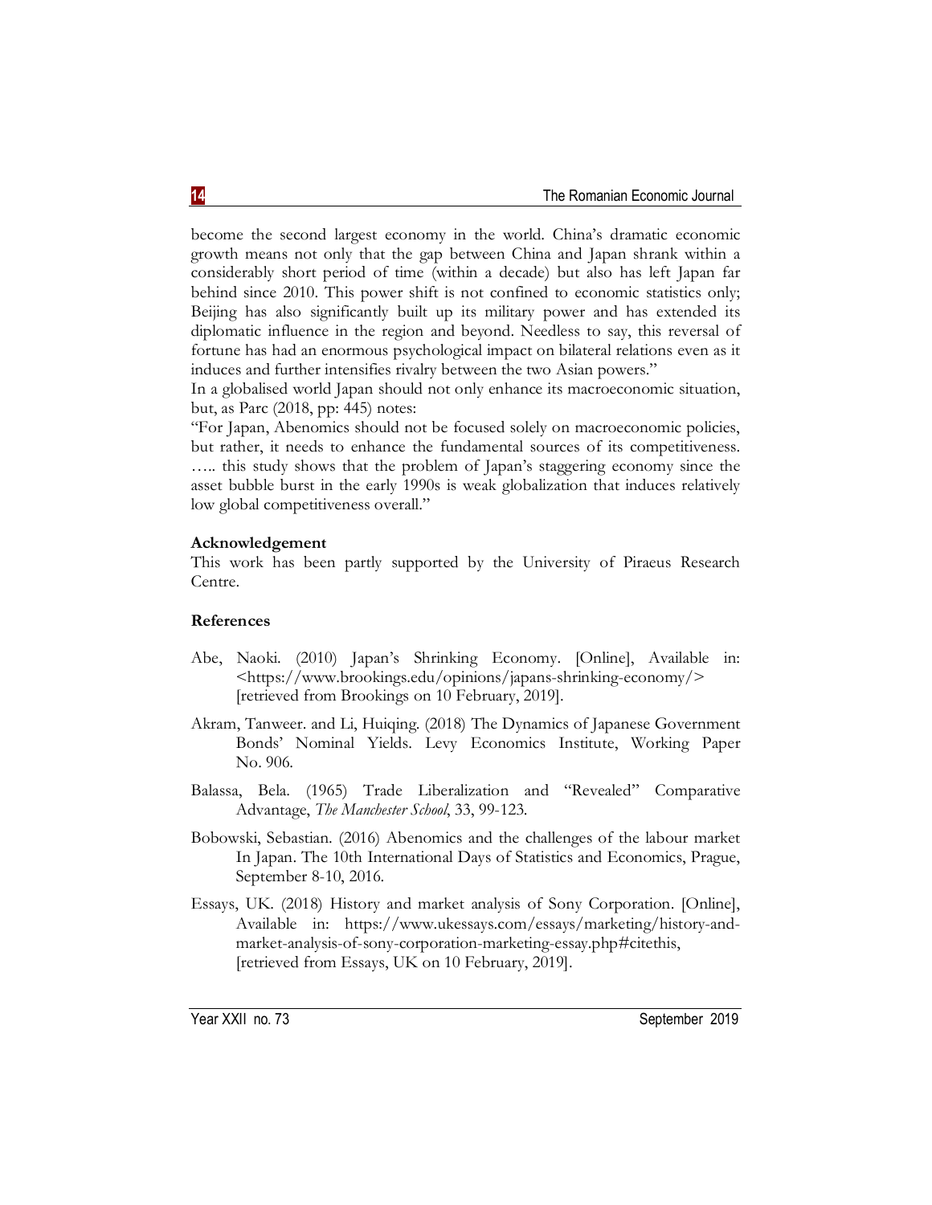become the second largest economy in the world. China's dramatic economic growth means not only that the gap between China and Japan shrank within a considerably short period of time (within a decade) but also has left Japan far behind since 2010. This power shift is not confined to economic statistics only; Beijing has also significantly built up its military power and has extended its diplomatic influence in the region and beyond. Needless to say, this reversal of fortune has had an enormous psychological impact on bilateral relations even as it induces and further intensifies rivalry between the two Asian powers."

In a globalised world Japan should not only enhance its macroeconomic situation, but, as Parc (2018, pp: 445) notes:

"For Japan, Abenomics should not be focused solely on macroeconomic policies, but rather, it needs to enhance the fundamental sources of its competitiveness. ….. this study shows that the problem of Japan's staggering economy since the asset bubble burst in the early 1990s is weak globalization that induces relatively low global competitiveness overall."

**Acknowledgement**

This work has been partly supported by the University of Piraeus Research Centre.

**References**

Abe, Naoki. (2010) Japan's Shrinking Economy. [Online], Available in: <https://www.brookings.edu/opinions/japans-shrinking-economy/> [retrieved from Brookings on 10 February, 2019].

Akram, Tanweer. and Li, Huiqing. (2018) The Dynamics of Japanese Government Bonds' Nominal Yields. Levy Economics Institute, Working Paper No. 906.

Balassa, Bela. (1965) Trade Liberalization and "Revealed" Comparative Advantage, *The Manchester School*, 33, 99-123.

Bobowski, Sebastian. (2016) Abenomics and the challenges of the labour market In Japan. The 10th International Days of Statistics and Economics, Prague, September 8-10, 2016.

Essays, UK. (2018) History and market analysis of Sony Corporation. [Online], Available in: https://www.ukessays.com/essays/marketing/history-and-market-analysis-of-sony-corporation-marketing-essay.php#citethis, [retrieved from Essays, UK on 10 February, 2019].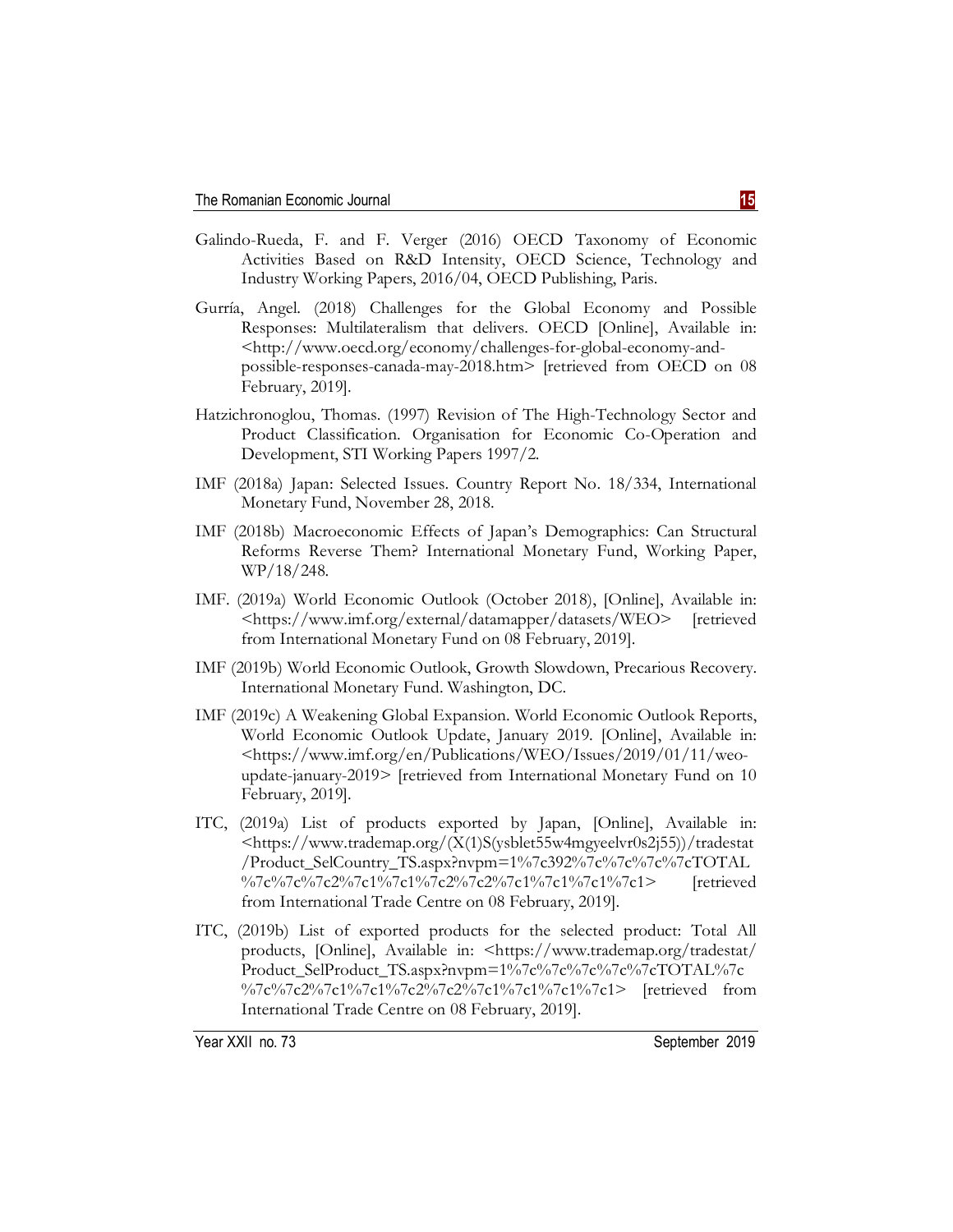Galindo-Rueda, F. and F. Verger (2016) OECD Taxonomy of Economic Activities Based on R&D Intensity, OECD Science, Technology and Industry Working Papers, 2016/04, OECD Publishing, Paris.

Gurría, Angel. (2018) Challenges for the Global Economy and Possible Responses: Multilateralism that delivers. OECD [Online], Available in: <http://www.oecd.org/economy/challenges-for-global-economy-and-possible-responses-canada-may-2018.htm> [retrieved from OECD on 08 February, 2019].

Hatzichronoglou, Thomas. (1997) Revision of The High-Technology Sector and Product Classification. Organisation for Economic Co-Operation and Development, STI Working Papers 1997/2.

IMF (2018a) Japan: Selected Issues. Country Report No. 18/334, International Monetary Fund, November 28, 2018.

IMF (2018b) Macroeconomic Effects of Japan's Demographics: Can Structural Reforms Reverse Them? International Monetary Fund, Working Paper, WP/18/248.

IMF. (2019a) World Economic Outlook (October 2018), [Online], Available in: <https://www.imf.org/external/datamapper/datasets/WEO> [retrieved from International Monetary Fund on 08 February, 2019].

IMF (2019b) World Economic Outlook, Growth Slowdown, Precarious Recovery. International Monetary Fund. Washington, DC.

IMF (2019c) A Weakening Global Expansion. World Economic Outlook Reports, World Economic Outlook Update, January 2019. [Online], Available in: <https://www.imf.org/en/Publications/WEO/Issues/2019/01/11/weo-update-january-2019> [retrieved from International Monetary Fund on 10 February, 2019].

ITC, (2019a) List of products exported by Japan, [Online], Available in: <https://www.trademap.org/(X(1)S(ysblet55w4mgyeelvr0s2j55))/tradestat/Product_SelCountry_TS.aspx?nvpm=1%7c392%7c%7c%7c%7cTOTAL%7c%7c%7c2%7c1%7c1%7c2%7c2%7c1%7c1%7c1%7c1> [retrieved from International Trade Centre on 08 February, 2019].

ITC, (2019b) List of exported products for the selected product: Total All products, [Online], Available in: <https://www.trademap.org/tradestat/Product_SelProduct_TS.aspx?nvpm=1%7c%7c%7c%7c%7c%7cTOTAL%7c%7c%7c2%7c1%7c1%7c2%7c2%7c1%7c1%7c1%7c1> [retrieved from International Trade Centre on 08 February, 2019].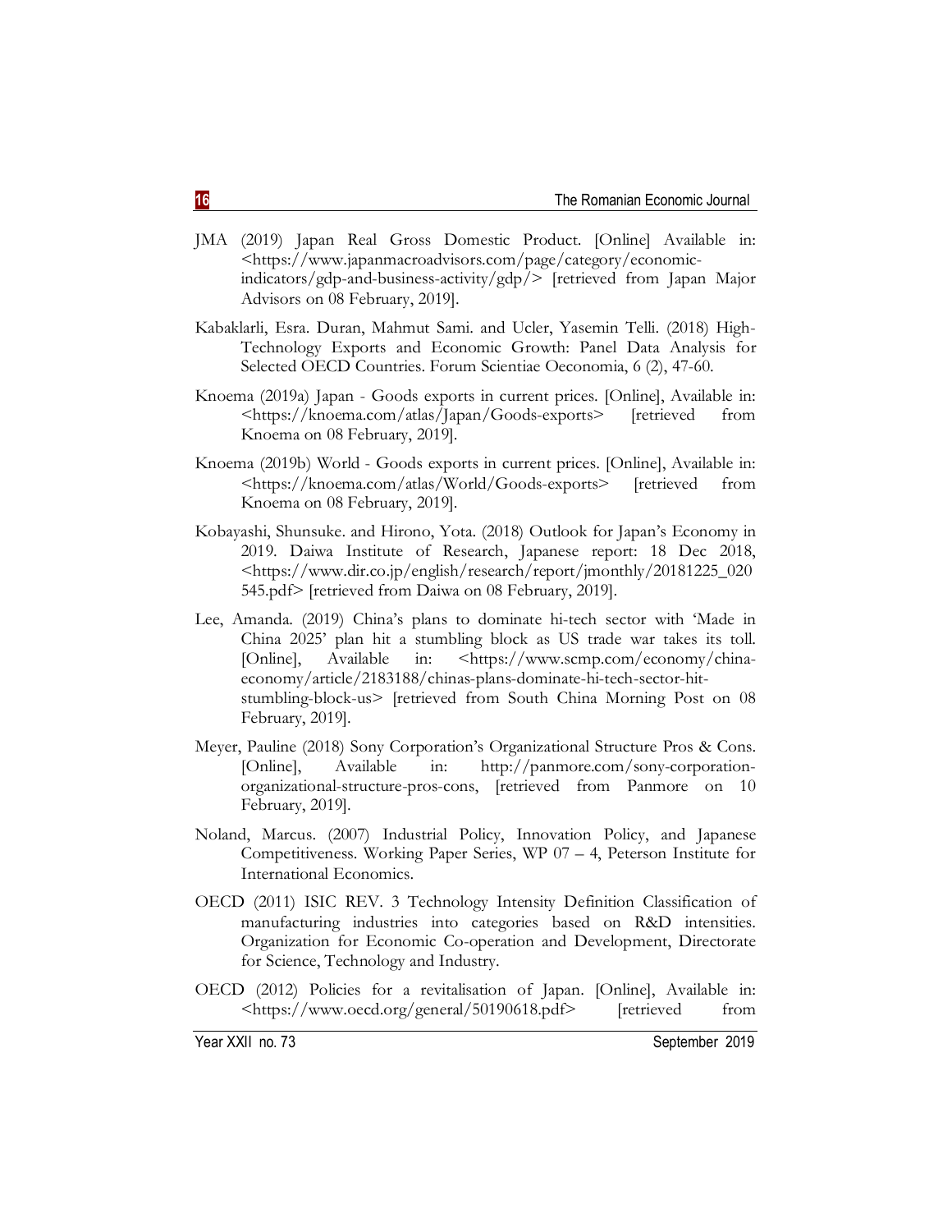JMA (2019) Japan Real Gross Domestic Product. [Online] Available in: <https://www.japanmacroadvisors.com/page/category/economic-indicators/gdp-and-business-activity/gdp/> [retrieved from Japan Major Advisors on 08 February, 2019].

Kabaklarli, Esra. Duran, Mahmut Sami. and Ucler, Yasemin Telli. (2018) High-Technology Exports and Economic Growth: Panel Data Analysis for Selected OECD Countries. Forum Scientiae Oeconomia, 6 (2), 47-60.

Knoema (2019a) Japan - Goods exports in current prices. [Online], Available in: <https://knoema.com/atlas/Japan/Goods-exports> [retrieved from Knoema on 08 February, 2019].

Knoema (2019b) World - Goods exports in current prices. [Online], Available in: <https://knoema.com/atlas/World/Goods-exports> [retrieved from Knoema on 08 February, 2019].

Kobayashi, Shunsuke. and Hirono, Yota. (2018) Outlook for Japan's Economy in 2019. Daiwa Institute of Research, Japanese report: 18 Dec 2018, <https://www.dir.co.jp/english/research/report/jmonthly/20181225_020545.pdf> [retrieved from Daiwa on 08 February, 2019].

Lee, Amanda. (2019) China's plans to dominate hi-tech sector with 'Made in China 2025' plan hit a stumbling block as US trade war takes its toll. [Online], Available in: <https://www.scmp.com/economy/china-economy/article/2183188/chinas-plans-dominate-hi-tech-sector-hit-stumbling-block-us> [retrieved from South China Morning Post on 08 February, 2019].

Meyer, Pauline (2018) Sony Corporation's Organizational Structure Pros & Cons. [Online], Available in: http://panmore.com/sony-corporation-organizational-structure-pros-cons, [retrieved from Panmore on 10 February, 2019].

Noland, Marcus. (2007) Industrial Policy, Innovation Policy, and Japanese Competitiveness. Working Paper Series, WP 07 – 4, Peterson Institute for International Economics.

OECD (2011) ISIC REV. 3 Technology Intensity Definition Classification of manufacturing industries into categories based on R&D intensities. Organization for Economic Co-operation and Development, Directorate for Science, Technology and Industry.

OECD (2012) Policies for a revitalisation of Japan. [Online], Available in: <https://www.oecd.org/general/50190618.pdf> [retrieved from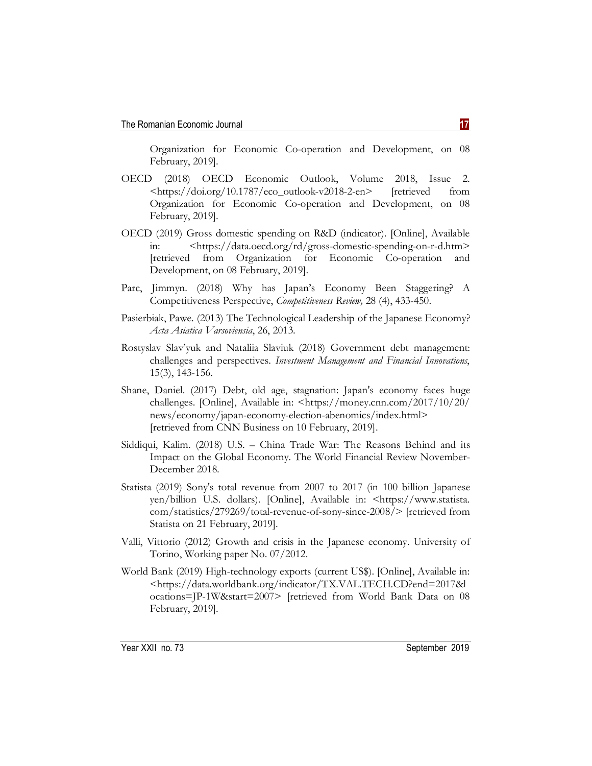Organization for Economic Co-operation and Development, on 08 February, 2019].

OECD (2018) OECD Economic Outlook, Volume 2018, Issue 2. <https://doi.org/10.1787/eco_outlook-v2018-2-en> [retrieved from Organization for Economic Co-operation and Development, on 08 February, 2019].

OECD (2019) Gross domestic spending on R&D (indicator). [Online], Available in: <https://data.oecd.org/rd/gross-domestic-spending-on-r-d.htm> [retrieved from Organization for Economic Co-operation and Development, on 08 February, 2019].

Parc, Jimmyn. (2018) Why has Japan's Economy Been Staggering? A Competitiveness Perspective, *Competitiveness Review,* 28 (4), 433-450.

Pasierbiak, Pawe. (2013) The Technological Leadership of the Japanese Economy? *Acta Asiatica Varsoviensia*, 26, 2013.

Rostyslav Slav'yuk and Nataliia Slaviuk (2018) Government debt management: challenges and perspectives. *Investment Management and Financial Innovations*, 15(3), 143-156.

Shane, Daniel. (2017) Debt, old age, stagnation: Japan's economy faces huge challenges. [Online], Available in: <https://money.cnn.com/2017/10/20/news/economy/japan-economy-election-abenomics/index.html> [retrieved from CNN Business on 10 February, 2019].

Siddiqui, Kalim. (2018) U.S. – China Trade War: The Reasons Behind and its Impact on the Global Economy. The World Financial Review November-December 2018.

Statista (2019) Sony's total revenue from 2007 to 2017 (in 100 billion Japanese yen/billion U.S. dollars). [Online], Available in: <https://www.statista.com/statistics/279269/total-revenue-of-sony-since-2008/> [retrieved from Statista on 21 February, 2019].

Valli, Vittorio (2012) Growth and crisis in the Japanese economy. University of Torino, Working paper No. 07/2012.

World Bank (2019) High-technology exports (current US$). [Online], Available in: <https://data.worldbank.org/indicator/TX.VAL.TECH.CD?end=2017&locations=JP-1W&start=2007> [retrieved from World Bank Data on 08 February, 2019].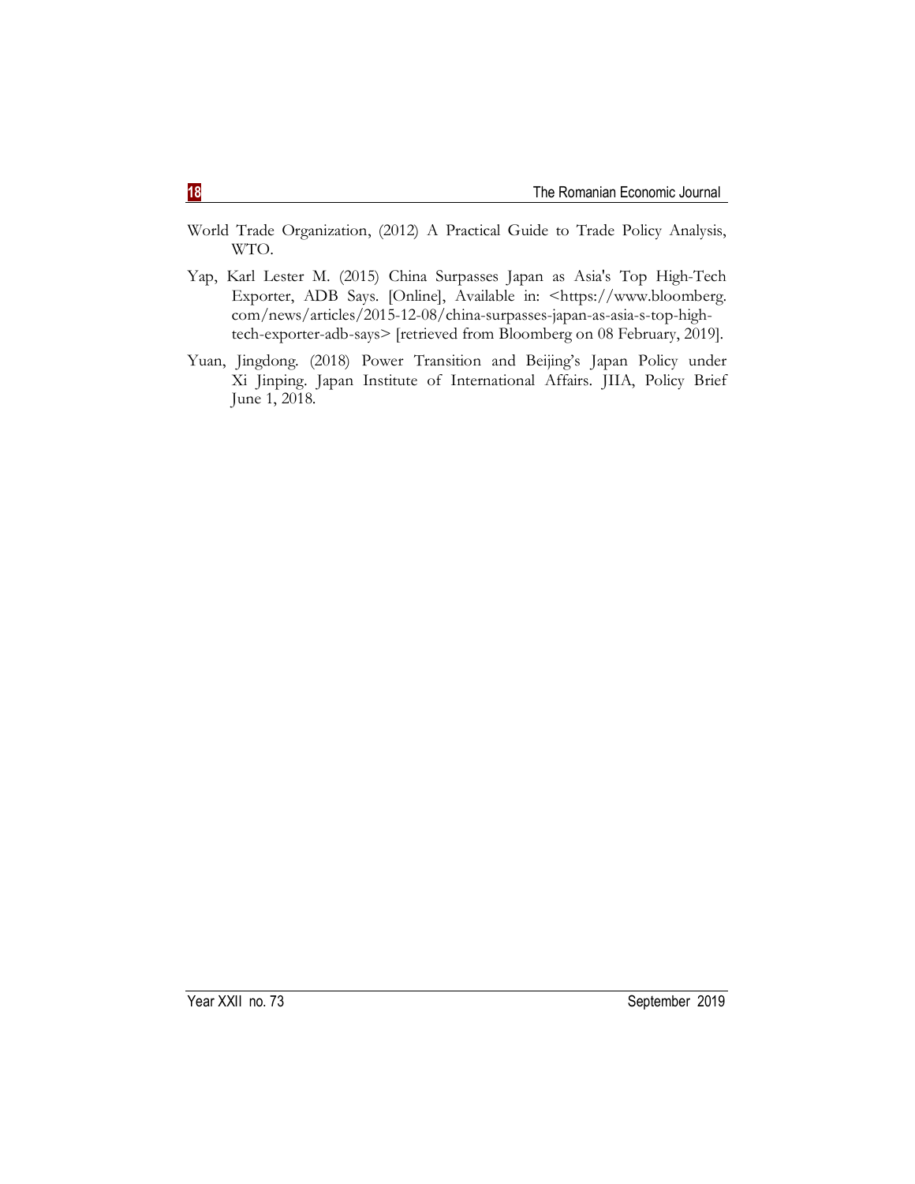World Trade Organization, (2012) A Practical Guide to Trade Policy Analysis, WTO.

Yap, Karl Lester M. (2015) China Surpasses Japan as Asia's Top High-Tech Exporter, ADB Says. [Online], Available in: <https://www.bloomberg.com/news/articles/2015-12-08/china-surpasses-japan-as-asia-s-top-high-tech-exporter-adb-says> [retrieved from Bloomberg on 08 February, 2019].

Yuan, Jingdong. (2018) Power Transition and Beijing's Japan Policy under Xi Jinping. Japan Institute of International Affairs. JIIA, Policy Brief June 1, 2018.